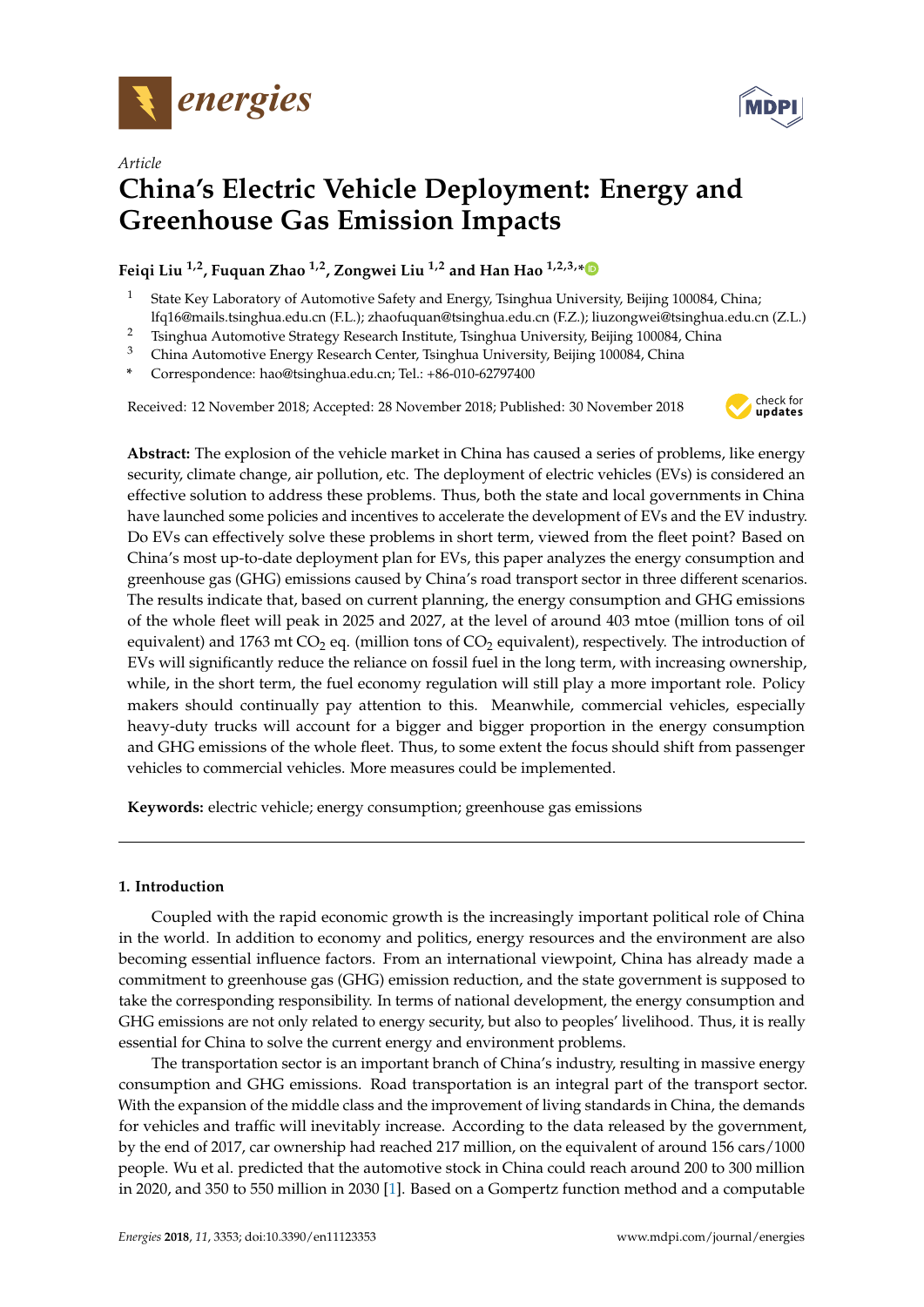*Article*

# China's Electric Vehicle Deployment: Energy and Greenhouse Gas Emission Impacts

**Feiqi Liu [1,2], Fuquan Zhao [1,2], Zongwei Liu [1,2] and Han Hao [1,2,3,*]**

1. State Key Laboratory of Automotive Safety and Energy, Tsinghua University, Beijing 100084, China; lfq16@mails.tsinghua.edu.cn (F.L.); zhaofuquan@tsinghua.edu.cn (F.Z.); liuzongwei@tsinghua.edu.cn (Z.L.)
2. Tsinghua Automotive Strategy Research Institute, Tsinghua University, Beijing 100084, China
3. China Automotive Energy Research Center, Tsinghua University, Beijing 100084, China

\* Correspondence: hao@tsinghua.edu.cn; Tel.: +86-010-62797400

Received: 12 November 2018; Accepted: 28 November 2018; Published: 30 November 2018

**Abstract:** The explosion of the vehicle market in China has caused a series of problems, like energy security, climate change, air pollution, etc. The deployment of electric vehicles (EVs) is considered an effective solution to address these problems. Thus, both the state and local governments in China have launched some policies and incentives to accelerate the development of EVs and the EV industry. Do EVs can effectively solve these problems in short term, viewed from the fleet point? Based on China's most up-to-date deployment plan for EVs, this paper analyzes the energy consumption and greenhouse gas (GHG) emissions caused by China's road transport sector in three different scenarios. The results indicate that, based on current planning, the energy consumption and GHG emissions of the whole fleet will peak in 2025 and 2027, at the level of around 403 mtoe (million tons of oil equivalent) and 1763 mt $CO_2$ eq. (million tons of $CO_2$ equivalent), respectively. The introduction of EVs will significantly reduce the reliance on fossil fuel in the long term, with increasing ownership, while, in the short term, the fuel economy regulation will still play a more important role. Policy makers should continually pay attention to this. Meanwhile, commercial vehicles, especially heavy-duty trucks will account for a bigger and bigger proportion in the energy consumption and GHG emissions of the whole fleet. Thus, to some extent the focus should shift from passenger vehicles to commercial vehicles. More measures could be implemented.

**Keywords:** electric vehicle; energy consumption; greenhouse gas emissions

## 1. Introduction

Coupled with the rapid economic growth is the increasingly important political role of China in the world. In addition to economy and politics, energy resources and the environment are also becoming essential influence factors. From an international viewpoint, China has already made a commitment to greenhouse gas (GHG) emission reduction, and the state government is supposed to take the corresponding responsibility. In terms of national development, the energy consumption and GHG emissions are not only related to energy security, but also to peoples' livelihood. Thus, it is really essential for China to solve the current energy and environment problems.

The transportation sector is an important branch of China's industry, resulting in massive energy consumption and GHG emissions. Road transportation is an integral part of the transport sector. With the expansion of the middle class and the improvement of living standards in China, the demands for vehicles and traffic will inevitably increase. According to the data released by the government, by the end of 2017, car ownership had reached 217 million, on the equivalent of around 156 cars/1000 people. Wu et al. predicted that the automotive stock in China could reach around 200 to 300 million in 2020, and 350 to 550 million in 2030 [1]. Based on a Gompertz function method and a computable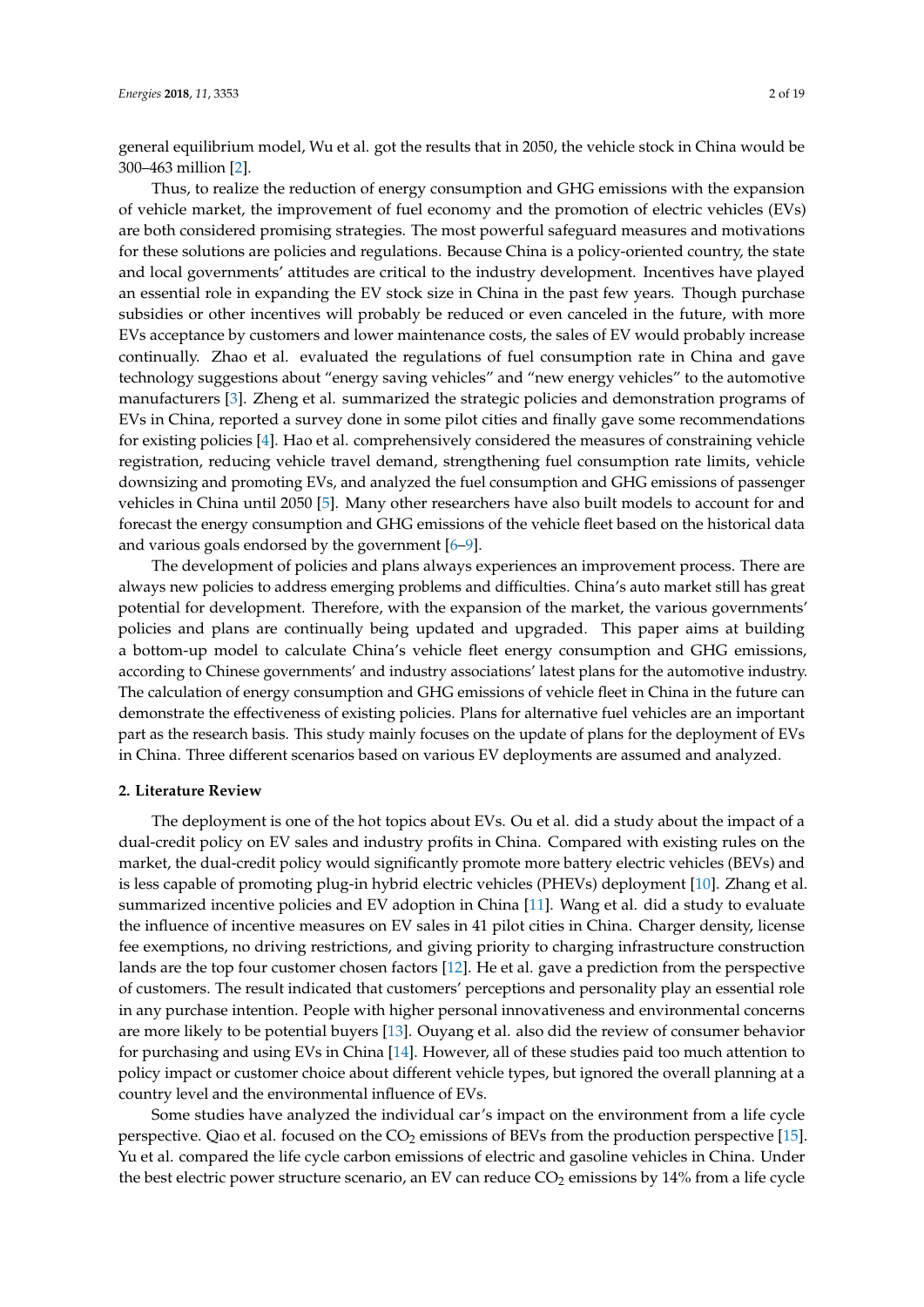general equilibrium model, Wu et al. got the results that in 2050, the vehicle stock in China would be 300–463 million [2].

Thus, to realize the reduction of energy consumption and GHG emissions with the expansion of vehicle market, the improvement of fuel economy and the promotion of electric vehicles (EVs) are both considered promising strategies. The most powerful safeguard measures and motivations for these solutions are policies and regulations. Because China is a policy-oriented country, the state and local governments' attitudes are critical to the industry development. Incentives have played an essential role in expanding the EV stock size in China in the past few years. Though purchase subsidies or other incentives will probably be reduced or even canceled in the future, with more EVs acceptance by customers and lower maintenance costs, the sales of EV would probably increase continually. Zhao et al. evaluated the regulations of fuel consumption rate in China and gave technology suggestions about "energy saving vehicles" and "new energy vehicles" to the automotive manufacturers [3]. Zheng et al. summarized the strategic policies and demonstration programs of EVs in China, reported a survey done in some pilot cities and finally gave some recommendations for existing policies [4]. Hao et al. comprehensively considered the measures of constraining vehicle registration, reducing vehicle travel demand, strengthening fuel consumption rate limits, vehicle downsizing and promoting EVs, and analyzed the fuel consumption and GHG emissions of passenger vehicles in China until 2050 [5]. Many other researchers have also built models to account for and forecast the energy consumption and GHG emissions of the vehicle fleet based on the historical data and various goals endorsed by the government [6–9].

The development of policies and plans always experiences an improvement process. There are always new policies to address emerging problems and difficulties. China's auto market still has great potential for development. Therefore, with the expansion of the market, the various governments' policies and plans are continually being updated and upgraded. This paper aims at building a bottom-up model to calculate China's vehicle fleet energy consumption and GHG emissions, according to Chinese governments' and industry associations' latest plans for the automotive industry. The calculation of energy consumption and GHG emissions of vehicle fleet in China in the future can demonstrate the effectiveness of existing policies. Plans for alternative fuel vehicles are an important part as the research basis. This study mainly focuses on the update of plans for the deployment of EVs in China. Three different scenarios based on various EV deployments are assumed and analyzed.

## 2. Literature Review

The deployment is one of the hot topics about EVs. Ou et al. did a study about the impact of a dual-credit policy on EV sales and industry profits in China. Compared with existing rules on the market, the dual-credit policy would significantly promote more battery electric vehicles (BEVs) and is less capable of promoting plug-in hybrid electric vehicles (PHEVs) deployment [10]. Zhang et al. summarized incentive policies and EV adoption in China [11]. Wang et al. did a study to evaluate the influence of incentive measures on EV sales in 41 pilot cities in China. Charger density, license fee exemptions, no driving restrictions, and giving priority to charging infrastructure construction lands are the top four customer chosen factors [12]. He et al. gave a prediction from the perspective of customers. The result indicated that customers' perceptions and personality play an essential role in any purchase intention. People with higher personal innovativeness and environmental concerns are more likely to be potential buyers [13]. Ouyang et al. also did the review of consumer behavior for purchasing and using EVs in China [14]. However, all of these studies paid too much attention to policy impact or customer choice about different vehicle types, but ignored the overall planning at a country level and the environmental influence of EVs.

Some studies have analyzed the individual car's impact on the environment from a life cycle perspective. Qiao et al. focused on the $CO_2$ emissions of BEVs from the production perspective [15]. Yu et al. compared the life cycle carbon emissions of electric and gasoline vehicles in China. Under the best electric power structure scenario, an EV can reduce $CO_2$ emissions by 14% from a life cycle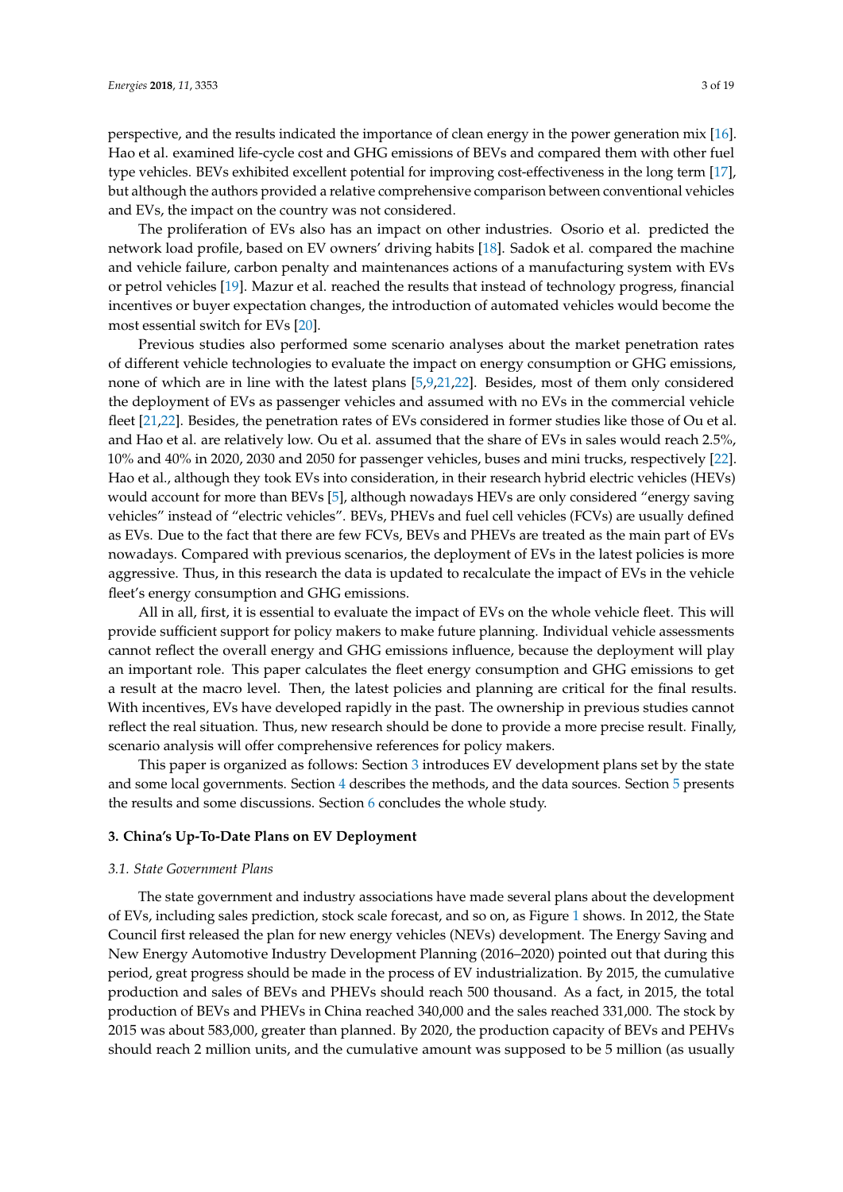perspective, and the results indicated the importance of clean energy in the power generation mix [16]. Hao et al. examined life-cycle cost and GHG emissions of BEVs and compared them with other fuel type vehicles. BEVs exhibited excellent potential for improving cost-effectiveness in the long term [17], but although the authors provided a relative comprehensive comparison between conventional vehicles and EVs, the impact on the country was not considered.

The proliferation of EVs also has an impact on other industries. Osorio et al. predicted the network load profile, based on EV owners' driving habits [18]. Sadok et al. compared the machine and vehicle failure, carbon penalty and maintenances actions of a manufacturing system with EVs or petrol vehicles [19]. Mazur et al. reached the results that instead of technology progress, financial incentives or buyer expectation changes, the introduction of automated vehicles would become the most essential switch for EVs [20].

Previous studies also performed some scenario analyses about the market penetration rates of different vehicle technologies to evaluate the impact on energy consumption or GHG emissions, none of which are in line with the latest plans [5,9,21,22]. Besides, most of them only considered the deployment of EVs as passenger vehicles and assumed with no EVs in the commercial vehicle fleet [21,22]. Besides, the penetration rates of EVs considered in former studies like those of Ou et al. and Hao et al. are relatively low. Ou et al. assumed that the share of EVs in sales would reach 2.5%, 10% and 40% in 2020, 2030 and 2050 for passenger vehicles, buses and mini trucks, respectively [22]. Hao et al., although they took EVs into consideration, in their research hybrid electric vehicles (HEVs) would account for more than BEVs [5], although nowadays HEVs are only considered "energy saving vehicles" instead of "electric vehicles". BEVs, PHEVs and fuel cell vehicles (FCVs) are usually defined as EVs. Due to the fact that there are few FCVs, BEVs and PHEVs are treated as the main part of EVs nowadays. Compared with previous scenarios, the deployment of EVs in the latest policies is more aggressive. Thus, in this research the data is updated to recalculate the impact of EVs in the vehicle fleet's energy consumption and GHG emissions.

All in all, first, it is essential to evaluate the impact of EVs on the whole vehicle fleet. This will provide sufficient support for policy makers to make future planning. Individual vehicle assessments cannot reflect the overall energy and GHG emissions influence, because the deployment will play an important role. This paper calculates the fleet energy consumption and GHG emissions to get a result at the macro level. Then, the latest policies and planning are critical for the final results. With incentives, EVs have developed rapidly in the past. The ownership in previous studies cannot reflect the real situation. Thus, new research should be done to provide a more precise result. Finally, scenario analysis will offer comprehensive references for policy makers.

This paper is organized as follows: Section 3 introduces EV development plans set by the state and some local governments. Section 4 describes the methods, and the data sources. Section 5 presents the results and some discussions. Section 6 concludes the whole study.

## 3. China's Up-To-Date Plans on EV Deployment

### *3.1. State Government Plans*

The state government and industry associations have made several plans about the development of EVs, including sales prediction, stock scale forecast, and so on, as Figure 1 shows. In 2012, the State Council first released the plan for new energy vehicles (NEVs) development. The Energy Saving and New Energy Automotive Industry Development Planning (2016–2020) pointed out that during this period, great progress should be made in the process of EV industrialization. By 2015, the cumulative production and sales of BEVs and PHEVs should reach 500 thousand. As a fact, in 2015, the total production of BEVs and PHEVs in China reached 340,000 and the sales reached 331,000. The stock by 2015 was about 583,000, greater than planned. By 2020, the production capacity of BEVs and PEHVs should reach 2 million units, and the cumulative amount was supposed to be 5 million (as usually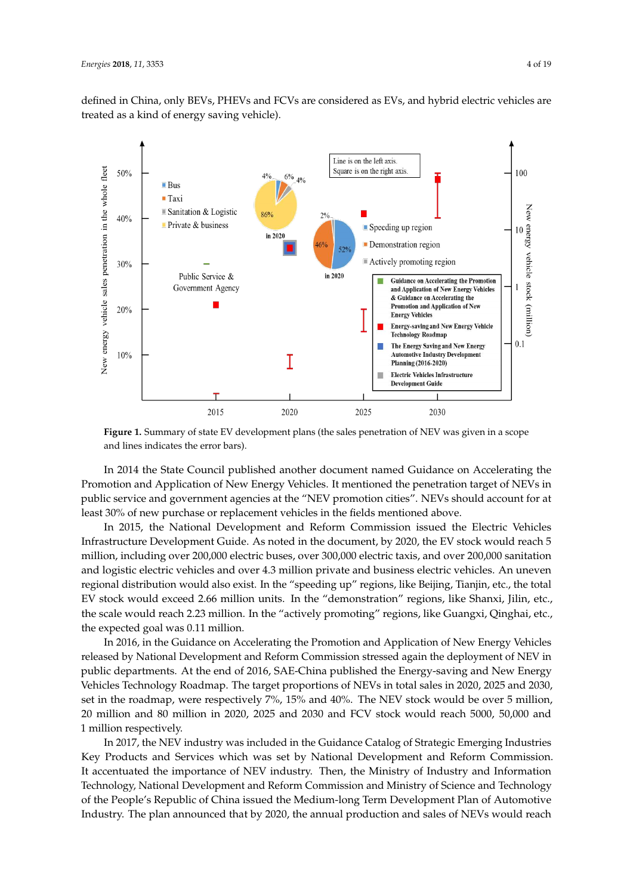defined in China, only BEVs, PHEVs and FCVs are considered as EVs, and hybrid electric vehicles are treated as a kind of energy saving vehicle).

**Figure 1.** Summary of state EV development plans (the sales penetration of NEV was given in a scope and lines indicates the error bars).

In 2014 the State Council published another document named Guidance on Accelerating the Promotion and Application of New Energy Vehicles. It mentioned the penetration target of NEVs in public service and government agencies at the "NEV promotion cities". NEVs should account for at least 30% of new purchase or replacement vehicles in the fields mentioned above.

In 2015, the National Development and Reform Commission issued the Electric Vehicles Infrastructure Development Guide. As noted in the document, by 2020, the EV stock would reach 5 million, including over 200,000 electric buses, over 300,000 electric taxis, and over 200,000 sanitation and logistic electric vehicles and over 4.3 million private and business electric vehicles. An uneven regional distribution would also exist. In the "speeding up" regions, like Beijing, Tianjin, etc., the total EV stock would exceed 2.66 million units. In the "demonstration" regions, like Shanxi, Jilin, etc., the scale would reach 2.23 million. In the "actively promoting" regions, like Guangxi, Qinghai, etc., the expected goal was 0.11 million.

In 2016, in the Guidance on Accelerating the Promotion and Application of New Energy Vehicles released by National Development and Reform Commission stressed again the deployment of NEV in public departments. At the end of 2016, SAE-China published the Energy-saving and New Energy Vehicles Technology Roadmap. The target proportions of NEVs in total sales in 2020, 2025 and 2030, set in the roadmap, were respectively 7%, 15% and 40%. The NEV stock would be over 5 million, 20 million and 80 million in 2020, 2025 and 2030 and FCV stock would reach 5000, 50,000 and 1 million respectively.

In 2017, the NEV industry was included in the Guidance Catalog of Strategic Emerging Industries Key Products and Services which was set by National Development and Reform Commission. It accentuated the importance of NEV industry. Then, the Ministry of Industry and Information Technology, National Development and Reform Commission and Ministry of Science and Technology of the People's Republic of China issued the Medium-long Term Development Plan of Automotive Industry. The plan announced that by 2020, the annual production and sales of NEVs would reach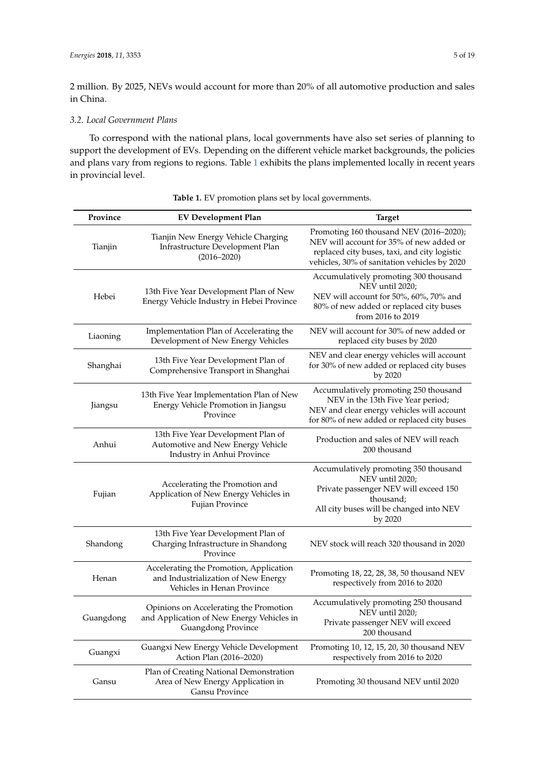2 million. By 2025, NEVs would account for more than 20% of all automotive production and sales in China.

### 3.2. Local Government Plans

To correspond with the national plans, local governments have also set series of planning to support the development of EVs. Depending on the different vehicle market backgrounds, the policies and plans vary from regions to regions. Table 1 exhibits the plans implemented locally in recent years in provincial level.

**Table 1.** EV promotion plans set by local governments.

| Province | EV Development Plan | Target |
|---|---|---|
| Tianjin | Tianjin New Energy Vehicle Charging Infrastructure Development Plan (2016–2020) | Promoting 160 thousand NEV (2016–2020); NEV will account for 35% of new added or replaced city buses, taxi, and city logistic vehicles, 30% of sanitation vehicles by 2020 |
| Hebei | 13th Five Year Development Plan of New Energy Vehicle Industry in Hebei Province | Accumulatively promoting 300 thousand NEV until 2020; NEV will account for 50%, 60%, 70% and 80% of new added or replaced city buses from 2016 to 2019 |
| Liaoning | Implementation Plan of Accelerating the Development of New Energy Vehicles | NEV will account for 30% of new added or replaced city buses by 2020 |
| Shanghai | 13th Five Year Development Plan of Comprehensive Transport in Shanghai | NEV and clear energy vehicles will account for 30% of new added or replaced city buses by 2020 |
| Jiangsu | 13th Five Year Implementation Plan of New Energy Vehicle Promotion in Jiangsu Province | Accumulatively promoting 250 thousand NEV in the 13th Five Year period; NEV and clear energy vehicles will account for 80% of new added or replaced city buses |
| Anhui | 13th Five Year Development Plan of Automotive and New Energy Vehicle Industry in Anhui Province | Production and sales of NEV will reach 200 thousand |
| Fujian | Accelerating the Promotion and Application of New Energy Vehicles in Fujian Province | Accumulatively promoting 350 thousand NEV until 2020; Private passenger NEV will exceed 150 thousand; All city buses will be changed into NEV by 2020 |
| Shandong | 13th Five Year Development Plan of Charging Infrastructure in Shandong Province | NEV stock will reach 320 thousand in 2020 |
| Henan | Accelerating the Promotion, Application and Industrialization of New Energy Vehicles in Henan Province | Promoting 18, 22, 28, 38, 50 thousand NEV respectively from 2016 to 2020 |
| Guangdong | Opinions on Accelerating the Promotion and Application of New Energy Vehicles in Guangdong Province | Accumulatively promoting 250 thousand NEV until 2020; Private passenger NEV will exceed 200 thousand |
| Guangxi | Guangxi New Energy Vehicle Development Action Plan (2016–2020) | Promoting 10, 12, 15, 20, 30 thousand NEV respectively from 2016 to 2020 |
| Gansu | Plan of Creating National Demonstration Area of New Energy Application in Gansu Province | Promoting 30 thousand NEV until 2020 |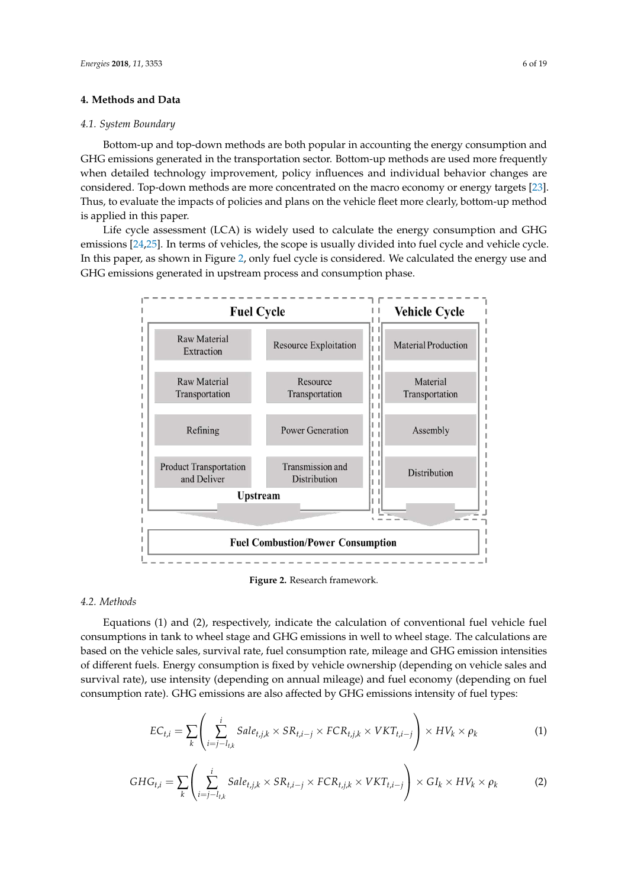## 4. Methods and Data

### 4.1. System Boundary

Bottom-up and top-down methods are both popular in accounting the energy consumption and GHG emissions generated in the transportation sector. Bottom-up methods are used more frequently when detailed technology improvement, policy influences and individual behavior changes are considered. Top-down methods are more concentrated on the macro economy or energy targets [23]. Thus, to evaluate the impacts of policies and plans on the vehicle fleet more clearly, bottom-up method is applied in this paper.

Life cycle assessment (LCA) is widely used to calculate the energy consumption and GHG emissions [24,25]. In terms of vehicles, the scope is usually divided into fuel cycle and vehicle cycle. In this paper, as shown in Figure 2, only fuel cycle is considered. We calculated the energy use and GHG emissions generated in upstream process and consumption phase.

Fuel Cycle

Raw Material Extraction | Resource Exploitation

Raw Material Transportation | Resource Transportation

Refining | Power Generation

Product Transportation and Deliver | Transmission and Distribution

Upstream

Vehicle Cycle

Material Production

Material Transportation

Assembly

Distribution

Fuel Combustion/Power Consumption

**Figure 2.** Research framework.

### 4.2. Methods

Equations (1) and (2), respectively, indicate the calculation of conventional fuel vehicle fuel consumptions in tank to wheel stage and GHG emissions in well to wheel stage. The calculations are based on the vehicle sales, survival rate, fuel consumption rate, mileage and GHG emission intensities of different fuels. Energy consumption is fixed by vehicle ownership (depending on vehicle sales and survival rate), use intensity (depending on annual mileage) and fuel economy (depending on fuel consumption rate). GHG emissions are also affected by GHG emissions intensity of fuel types:

$$EC_{t,i} = \sum_{k} \left( \sum_{i=j-l_{t,k}}^{i} Sale_{t,j,k} \times SR_{t,i-j} \times FCR_{t,j,k} \times VKT_{t,i-j} \right) \times HV_k \times \rho_k \tag{1}$$

$$GHG_{t,i} = \sum_{k} \left( \sum_{i=j-l_{t,k}}^{i} Sale_{t,j,k} \times SR_{t,i-j} \times FCR_{t,j,k} \times VKT_{t,i-j} \right) \times GI_k \times HV_k \times \rho_k \tag{2}$$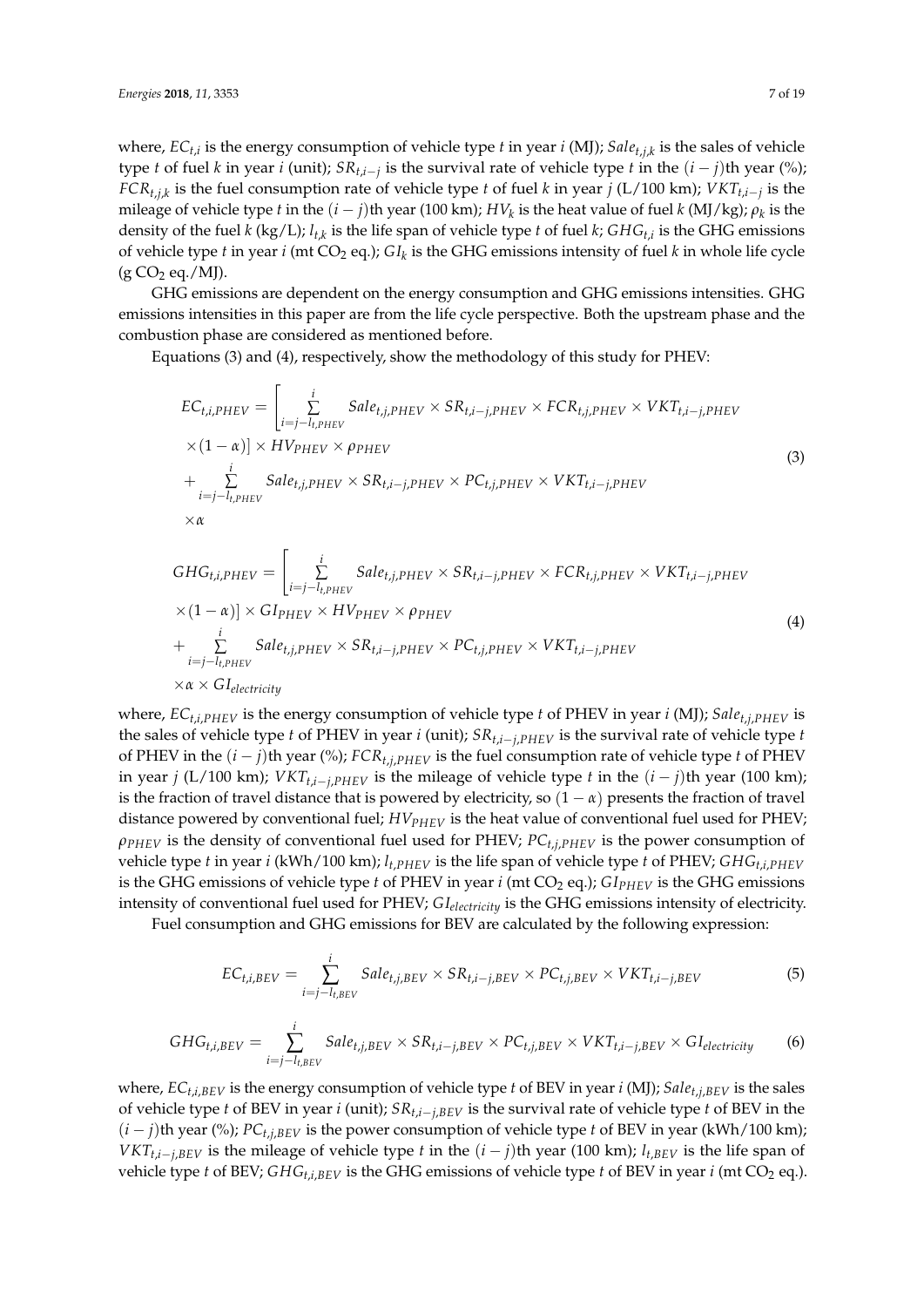where, $EC_{t,i}$ is the energy consumption of vehicle type $t$ in year $i$ (MJ); $Sale_{t,j,k}$ is the sales of vehicle type $t$ of fuel $k$ in year $i$ (unit); $SR_{t,i-j}$ is the survival rate of vehicle type $t$ in the $(i-j)$th year (%); $FCR_{t,j,k}$ is the fuel consumption rate of vehicle type $t$ of fuel $k$ in year $j$ (L/100 km); $VKT_{t,i-j}$ is the mileage of vehicle type $t$ in the $(i-j)$th year (100 km); $HV_k$ is the heat value of fuel $k$ (MJ/kg); $\rho_k$ is the density of the fuel $k$ (kg/L); $l_{t,k}$ is the life span of vehicle type $t$ of fuel $k$; $GHG_{t,i}$ is the GHG emissions of vehicle type $t$ in year $i$ (mt $CO_2$ eq.); $GI_k$ is the GHG emissions intensity of fuel $k$ in whole life cycle (g $CO_2$ eq./MJ).

GHG emissions are dependent on the energy consumption and GHG emissions intensities. GHG emissions intensities in this paper are from the life cycle perspective. Both the upstream phase and the combustion phase are considered as mentioned before.

Equations (3) and (4), respectively, show the methodology of this study for PHEV:

$$
\begin{aligned}
EC_{t,i,PHEV} = & \left[\sum_{i=j-l_{t,PHEV}}^{i} Sale_{t,j,PHEV} \times SR_{t,i-j,PHEV} \times FCR_{t,j,PHEV} \times VKT_{t,i-j,PHEV} \right. \\
& \left. \times (1-\alpha)\right] \times HV_{PHEV} \times \rho_{PHEV} \\
& + \sum_{i=j-l_{t,PHEV}}^{i} Sale_{t,j,PHEV} \times SR_{t,i-j,PHEV} \times PC_{t,j,PHEV} \times VKT_{t,i-j,PHEV} \\
& \times \alpha
\end{aligned}
\tag{3}
$$

$$
\begin{aligned}
GHG_{t,i,PHEV} = & \left[\sum_{i=j-l_{t,PHEV}}^{i} Sale_{t,j,PHEV} \times SR_{t,i-j,PHEV} \times FCR_{t,j,PHEV} \times VKT_{t,i-j,PHEV} \right. \\
& \left. \times (1-\alpha)\right] \times GI_{PHEV} \times HV_{PHEV} \times \rho_{PHEV} \\
& + \sum_{i=j-l_{t,PHEV}}^{i} Sale_{t,j,PHEV} \times SR_{t,i-j,PHEV} \times PC_{t,j,PHEV} \times VKT_{t,i-j,PHEV} \\
& \times \alpha \times GI_{electricity}
\end{aligned}
\tag{4}
$$

where, $EC_{t,i,PHEV}$ is the energy consumption of vehicle type $t$ of PHEV in year $i$ (MJ); $Sale_{t,j,PHEV}$ is the sales of vehicle type $t$ of PHEV in year $i$ (unit); $SR_{t,i-j,PHEV}$ is the survival rate of vehicle type $t$ of PHEV in the $(i-j)$th year (%); $FCR_{t,j,PHEV}$ is the fuel consumption rate of vehicle type $t$ of PHEV in year $j$ (L/100 km); $VKT_{t,i-j,PHEV}$ is the mileage of vehicle type $t$ in the $(i-j)$th year (100 km); is the fraction of travel distance that is powered by electricity, so $(1-\alpha)$ presents the fraction of travel distance powered by conventional fuel; $HV_{PHEV}$ is the heat value of conventional fuel used for PHEV; $\rho_{PHEV}$ is the density of conventional fuel used for PHEV; $PC_{t,j,PHEV}$ is the power consumption of vehicle type $t$ in year $i$ (kWh/100 km); $l_{t,PHEV}$ is the life span of vehicle type $t$ of PHEV; $GHG_{t,i,PHEV}$ is the GHG emissions of vehicle type $t$ of PHEV in year $i$ (mt $CO_2$ eq.); $GI_{PHEV}$ is the GHG emissions intensity of conventional fuel used for PHEV; $GI_{electricity}$ is the GHG emissions intensity of electricity.

Fuel consumption and GHG emissions for BEV are calculated by the following expression:

$$
EC_{t,i,BEV} = \sum_{i=j-l_{t,BEV}}^{i} Sale_{t,j,BEV} \times SR_{t,i-j,BEV} \times PC_{t,j,BEV} \times VKT_{t,i-j,BEV} \tag{5}
$$

$$
GHG_{t,i,BEV} = \sum_{i=j-l_{t,BEV}}^{i} Sale_{t,j,BEV} \times SR_{t,i-j,BEV} \times PC_{t,j,BEV} \times VKT_{t,i-j,BEV} \times GI_{electricity} \tag{6}
$$

where, $EC_{t,i,BEV}$ is the energy consumption of vehicle type $t$ of BEV in year $i$ (MJ); $Sale_{t,j,BEV}$ is the sales of vehicle type $t$ of BEV in year $i$ (unit); $SR_{t,i-j,BEV}$ is the survival rate of vehicle type $t$ of BEV in the $(i-j)$th year (%); $PC_{t,j,BEV}$ is the power consumption of vehicle type $t$ of BEV in year (kWh/100 km); $VKT_{t,i-j,BEV}$ is the mileage of vehicle type $t$ in the $(i-j)$th year (100 km); $l_{t,BEV}$ is the life span of vehicle type $t$ of BEV; $GHG_{t,i,BEV}$ is the GHG emissions of vehicle type $t$ of BEV in year $i$ (mt $CO_2$ eq.).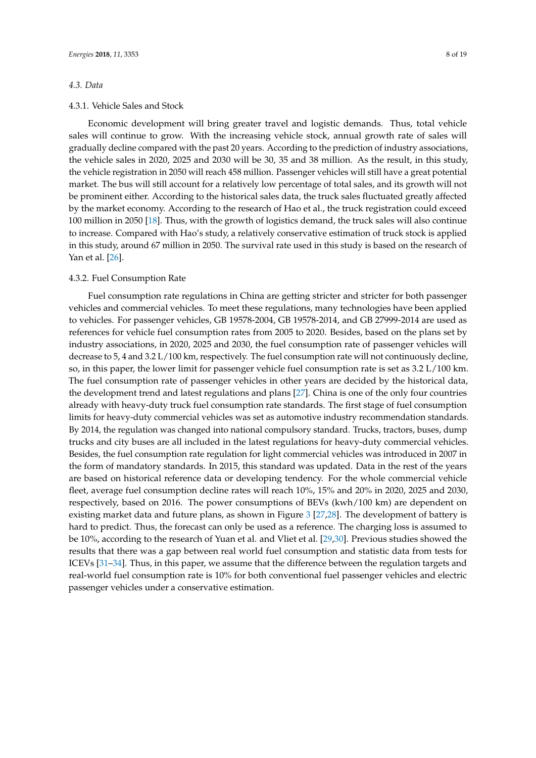### 4.3. Data

#### 4.3.1. Vehicle Sales and Stock

Economic development will bring greater travel and logistic demands. Thus, total vehicle sales will continue to grow. With the increasing vehicle stock, annual growth rate of sales will gradually decline compared with the past 20 years. According to the prediction of industry associations, the vehicle sales in 2020, 2025 and 2030 will be 30, 35 and 38 million. As the result, in this study, the vehicle registration in 2050 will reach 458 million. Passenger vehicles will still have a great potential market. The bus will still account for a relatively low percentage of total sales, and its growth will not be prominent either. According to the historical sales data, the truck sales fluctuated greatly affected by the market economy. According to the research of Hao et al., the truck registration could exceed 100 million in 2050 [18]. Thus, with the growth of logistics demand, the truck sales will also continue to increase. Compared with Hao's study, a relatively conservative estimation of truck stock is applied in this study, around 67 million in 2050. The survival rate used in this study is based on the research of Yan et al. [26].

#### 4.3.2. Fuel Consumption Rate

Fuel consumption rate regulations in China are getting stricter and stricter for both passenger vehicles and commercial vehicles. To meet these regulations, many technologies have been applied to vehicles. For passenger vehicles, GB 19578-2004, GB 19578-2014, and GB 27999-2014 are used as references for vehicle fuel consumption rates from 2005 to 2020. Besides, based on the plans set by industry associations, in 2020, 2025 and 2030, the fuel consumption rate of passenger vehicles will decrease to 5, 4 and 3.2 L/100 km, respectively. The fuel consumption rate will not continuously decline, so, in this paper, the lower limit for passenger vehicle fuel consumption rate is set as 3.2 L/100 km. The fuel consumption rate of passenger vehicles in other years are decided by the historical data, the development trend and latest regulations and plans [27]. China is one of the only four countries already with heavy-duty truck fuel consumption rate standards. The first stage of fuel consumption limits for heavy-duty commercial vehicles was set as automotive industry recommendation standards. By 2014, the regulation was changed into national compulsory standard. Trucks, tractors, buses, dump trucks and city buses are all included in the latest regulations for heavy-duty commercial vehicles. Besides, the fuel consumption rate regulation for light commercial vehicles was introduced in 2007 in the form of mandatory standards. In 2015, this standard was updated. Data in the rest of the years are based on historical reference data or developing tendency. For the whole commercial vehicle fleet, average fuel consumption decline rates will reach 10%, 15% and 20% in 2020, 2025 and 2030, respectively, based on 2016. The power consumptions of BEVs (kwh/100 km) are dependent on existing market data and future plans, as shown in Figure 3 [27,28]. The development of battery is hard to predict. Thus, the forecast can only be used as a reference. The charging loss is assumed to be 10%, according to the research of Yuan et al. and Vliet et al. [29,30]. Previous studies showed the results that there was a gap between real world fuel consumption and statistic data from tests for ICEVs [31–34]. Thus, in this paper, we assume that the difference between the regulation targets and real-world fuel consumption rate is 10% for both conventional fuel passenger vehicles and electric passenger vehicles under a conservative estimation.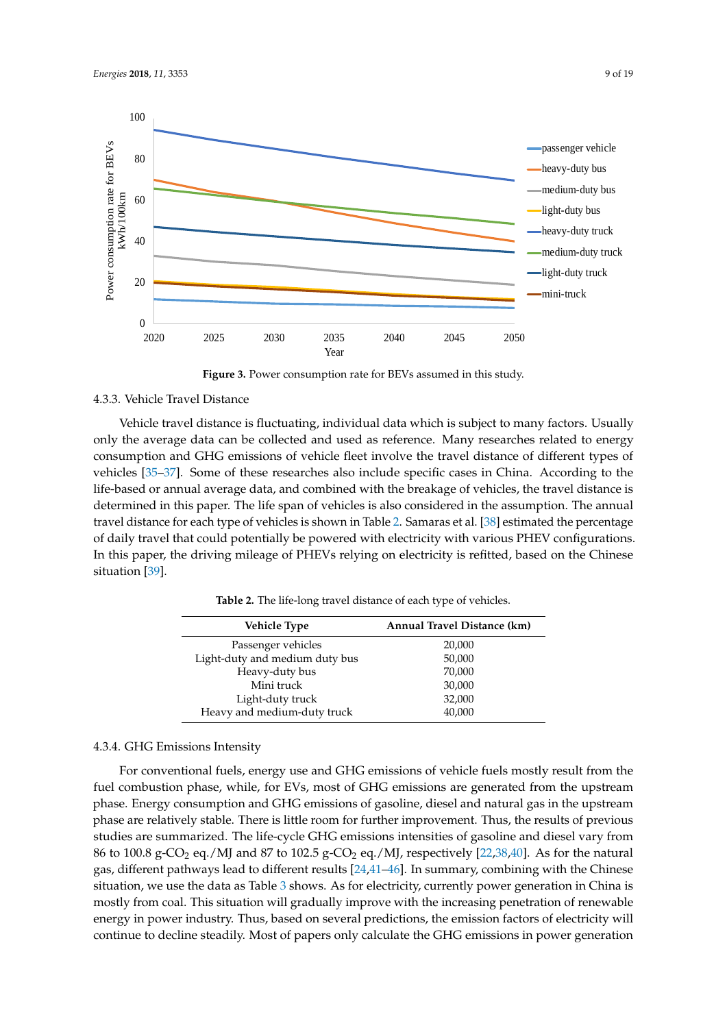**Figure 3.** Power consumption rate for BEVs assumed in this study.

#### 4.3.3. Vehicle Travel Distance

Vehicle travel distance is fluctuating, individual data which is subject to many factors. Usually only the average data can be collected and used as reference. Many researches related to energy consumption and GHG emissions of vehicle fleet involve the travel distance of different types of vehicles [35–37]. Some of these researches also include specific cases in China. According to the life-based or annual average data, and combined with the breakage of vehicles, the travel distance is determined in this paper. The life span of vehicles is also considered in the assumption. The annual travel distance for each type of vehicles is shown in Table 2. Samaras et al. [38] estimated the percentage of daily travel that could potentially be powered with electricity with various PHEV configurations. In this paper, the driving mileage of PHEVs relying on electricity is refitted, based on the Chinese situation [39].

**Table 2.** The life-long travel distance of each type of vehicles.

| Vehicle Type | Annual Travel Distance (km) |
|---|---|
| Passenger vehicles | 20,000 |
| Light-duty and medium duty bus | 50,000 |
| Heavy-duty bus | 70,000 |
| Mini truck | 30,000 |
| Light-duty truck | 32,000 |
| Heavy and medium-duty truck | 40,000 |

#### 4.3.4. GHG Emissions Intensity

For conventional fuels, energy use and GHG emissions of vehicle fuels mostly result from the fuel combustion phase, while, for EVs, most of GHG emissions are generated from the upstream phase. Energy consumption and GHG emissions of gasoline, diesel and natural gas in the upstream phase are relatively stable. There is little room for further improvement. Thus, the results of previous studies are summarized. The life-cycle GHG emissions intensities of gasoline and diesel vary from 86 to 100.8 g-$CO_2$ eq./MJ and 87 to 102.5 g-$CO_2$ eq./MJ, respectively [22,38,40]. As for the natural gas, different pathways lead to different results [24,41–46]. In summary, combining with the Chinese situation, we use the data as Table 3 shows. As for electricity, currently power generation in China is mostly from coal. This situation will gradually improve with the increasing penetration of renewable energy in power industry. Thus, based on several predictions, the emission factors of electricity will continue to decline steadily. Most of papers only calculate the GHG emissions in power generation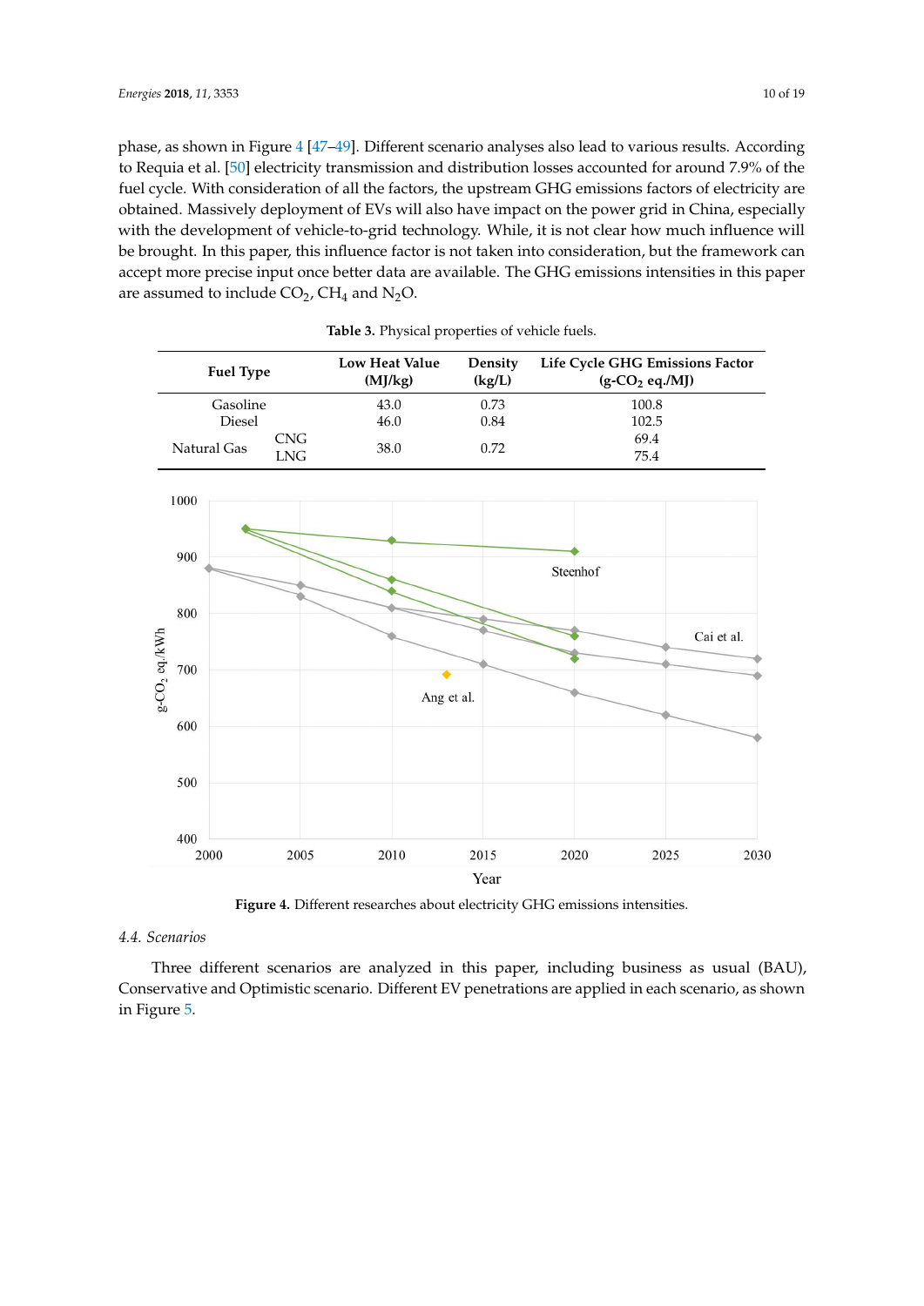phase, as shown in Figure 4 [47–49]. Different scenario analyses also lead to various results. According to Requia et al. [50] electricity transmission and distribution losses accounted for around 7.9% of the fuel cycle. With consideration of all the factors, the upstream GHG emissions factors of electricity are obtained. Massively deployment of EVs will also have impact on the power grid in China, especially with the development of vehicle-to-grid technology. While, it is not clear how much influence will be brought. In this paper, this influence factor is not taken into consideration, but the framework can accept more precise input once better data are available. The GHG emissions intensities in this paper are assumed to include $CO_2$, $CH_4$ and $N_2O$.

**Table 3.** Physical properties of vehicle fuels.

| Fuel Type | | Low Heat Value (MJ/kg) | Density (kg/L) | Life Cycle GHG Emissions Factor (g-$CO_2$ eq./MJ) |
|---|---|---|---|---|
| Gasoline | | 43.0 | 0.73 | 100.8 |
| Diesel | | 46.0 | 0.84 | 102.5 |
| Natural Gas | CNG | 38.0 | 0.72 | 69.4 |
| | LNG | | | 75.4 |

**Figure 4.** Different researches about electricity GHG emissions intensities.

### 4.4. Scenarios

Three different scenarios are analyzed in this paper, including business as usual (BAU), Conservative and Optimistic scenario. Different EV penetrations are applied in each scenario, as shown in Figure 5.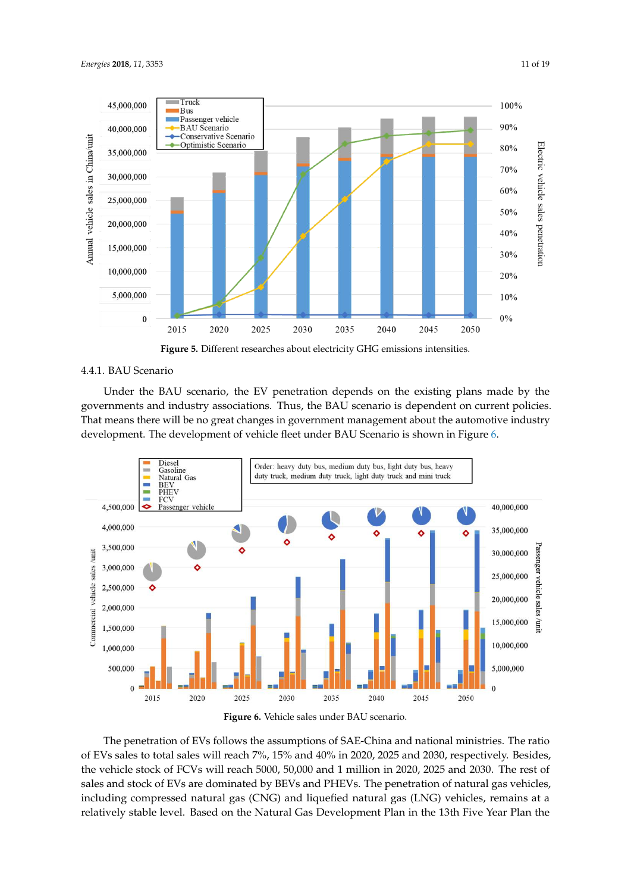Figure 5. Different researches about electricity GHG emissions intensities.

#### 4.4.1. BAU Scenario

Under the BAU scenario, the EV penetration depends on the existing plans made by the governments and industry associations. Thus, the BAU scenario is dependent on current policies. That means there will be no great changes in government management about the automotive industry development. The development of vehicle fleet under BAU Scenario is shown in Figure 6.

Figure 6. Vehicle sales under BAU scenario.

The penetration of EVs follows the assumptions of SAE-China and national ministries. The ratio of EVs sales to total sales will reach 7%, 15% and 40% in 2020, 2025 and 2030, respectively. Besides, the vehicle stock of FCVs will reach 5000, 50,000 and 1 million in 2020, 2025 and 2030. The rest of sales and stock of EVs are dominated by BEVs and PHEVs. The penetration of natural gas vehicles, including compressed natural gas (CNG) and liquefied natural gas (LNG) vehicles, remains at a relatively stable level. Based on the Natural Gas Development Plan in the 13th Five Year Plan the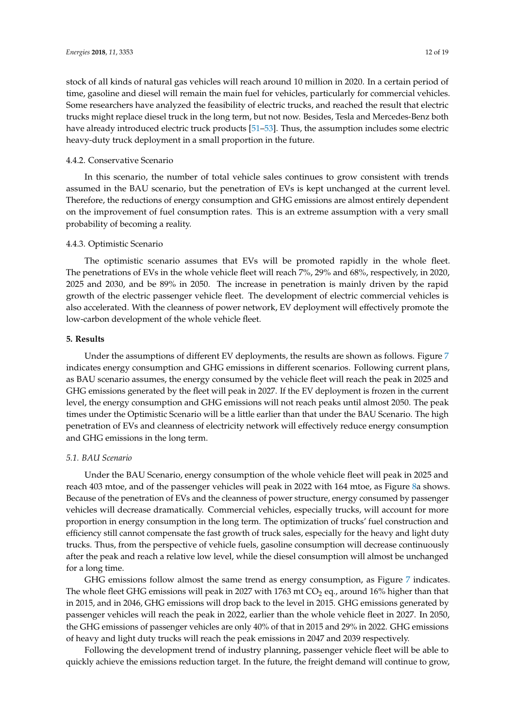stock of all kinds of natural gas vehicles will reach around 10 million in 2020. In a certain period of time, gasoline and diesel will remain the main fuel for vehicles, particularly for commercial vehicles. Some researchers have analyzed the feasibility of electric trucks, and reached the result that electric trucks might replace diesel truck in the long term, but not now. Besides, Tesla and Mercedes-Benz both have already introduced electric truck products [51–53]. Thus, the assumption includes some electric heavy-duty truck deployment in a small proportion in the future.

#### 4.4.2. Conservative Scenario

In this scenario, the number of total vehicle sales continues to grow consistent with trends assumed in the BAU scenario, but the penetration of EVs is kept unchanged at the current level. Therefore, the reductions of energy consumption and GHG emissions are almost entirely dependent on the improvement of fuel consumption rates. This is an extreme assumption with a very small probability of becoming a reality.

#### 4.4.3. Optimistic Scenario

The optimistic scenario assumes that EVs will be promoted rapidly in the whole fleet. The penetrations of EVs in the whole vehicle fleet will reach 7%, 29% and 68%, respectively, in 2020, 2025 and 2030, and be 89% in 2050. The increase in penetration is mainly driven by the rapid growth of the electric passenger vehicle fleet. The development of electric commercial vehicles is also accelerated. With the cleanness of power network, EV deployment will effectively promote the low-carbon development of the whole vehicle fleet.

## 5. Results

Under the assumptions of different EV deployments, the results are shown as follows. Figure 7 indicates energy consumption and GHG emissions in different scenarios. Following current plans, as BAU scenario assumes, the energy consumed by the vehicle fleet will reach the peak in 2025 and GHG emissions generated by the fleet will peak in 2027. If the EV deployment is frozen in the current level, the energy consumption and GHG emissions will not reach peaks until almost 2050. The peak times under the Optimistic Scenario will be a little earlier than that under the BAU Scenario. The high penetration of EVs and cleanness of electricity network will effectively reduce energy consumption and GHG emissions in the long term.

### *5.1. BAU Scenario*

Under the BAU Scenario, energy consumption of the whole vehicle fleet will peak in 2025 and reach 403 mtoe, and of the passenger vehicles will peak in 2022 with 164 mtoe, as Figure 8a shows. Because of the penetration of EVs and the cleanness of power structure, energy consumed by passenger vehicles will decrease dramatically. Commercial vehicles, especially trucks, will account for more proportion in energy consumption in the long term. The optimization of trucks' fuel construction and efficiency still cannot compensate the fast growth of truck sales, especially for the heavy and light duty trucks. Thus, from the perspective of vehicle fuels, gasoline consumption will decrease continuously after the peak and reach a relative low level, while the diesel consumption will almost be unchanged for a long time.

GHG emissions follow almost the same trend as energy consumption, as Figure 7 indicates. The whole fleet GHG emissions will peak in 2027 with 1763 mt $CO_2$ eq., around 16% higher than that in 2015, and in 2046, GHG emissions will drop back to the level in 2015. GHG emissions generated by passenger vehicles will reach the peak in 2022, earlier than the whole vehicle fleet in 2027. In 2050, the GHG emissions of passenger vehicles are only 40% of that in 2015 and 29% in 2022. GHG emissions of heavy and light duty trucks will reach the peak emissions in 2047 and 2039 respectively.

Following the development trend of industry planning, passenger vehicle fleet will be able to quickly achieve the emissions reduction target. In the future, the freight demand will continue to grow,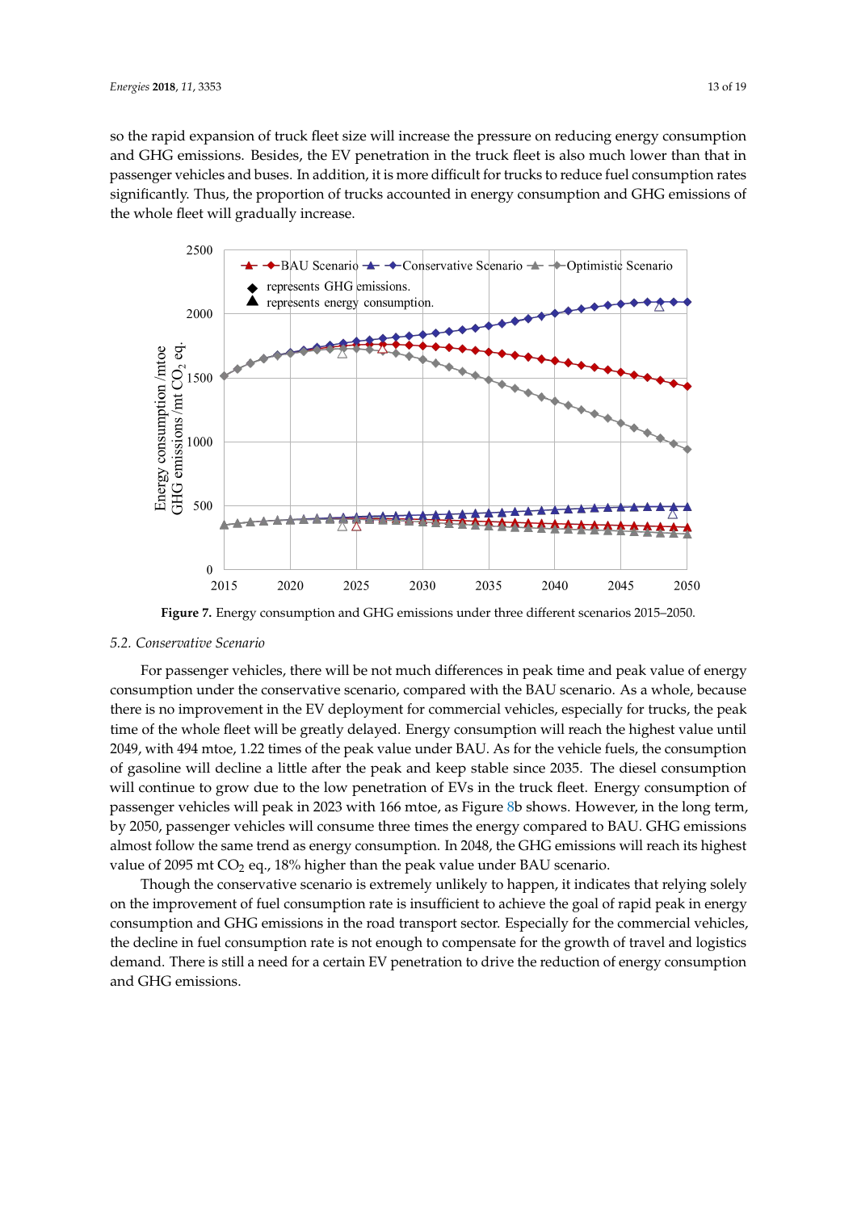so the rapid expansion of truck fleet size will increase the pressure on reducing energy consumption and GHG emissions. Besides, the EV penetration in the truck fleet is also much lower than that in passenger vehicles and buses. In addition, it is more difficult for trucks to reduce fuel consumption rates significantly. Thus, the proportion of trucks accounted in energy consumption and GHG emissions of the whole fleet will gradually increase.

**Figure 7.** Energy consumption and GHG emissions under three different scenarios 2015–2050.

### 5.2. Conservative Scenario

For passenger vehicles, there will be not much differences in peak time and peak value of energy consumption under the conservative scenario, compared with the BAU scenario. As a whole, because there is no improvement in the EV deployment for commercial vehicles, especially for trucks, the peak time of the whole fleet will be greatly delayed. Energy consumption will reach the highest value until 2049, with 494 mtoe, 1.22 times of the peak value under BAU. As for the vehicle fuels, the consumption of gasoline will decline a little after the peak and keep stable since 2035. The diesel consumption will continue to grow due to the low penetration of EVs in the truck fleet. Energy consumption of passenger vehicles will peak in 2023 with 166 mtoe, as Figure 8b shows. However, in the long term, by 2050, passenger vehicles will consume three times the energy compared to BAU. GHG emissions almost follow the same trend as energy consumption. In 2048, the GHG emissions will reach its highest value of 2095 mt $CO_2$ eq., 18% higher than the peak value under BAU scenario.

Though the conservative scenario is extremely unlikely to happen, it indicates that relying solely on the improvement of fuel consumption rate is insufficient to achieve the goal of rapid peak in energy consumption and GHG emissions in the road transport sector. Especially for the commercial vehicles, the decline in fuel consumption rate is not enough to compensate for the growth of travel and logistics demand. There is still a need for a certain EV penetration to drive the reduction of energy consumption and GHG emissions.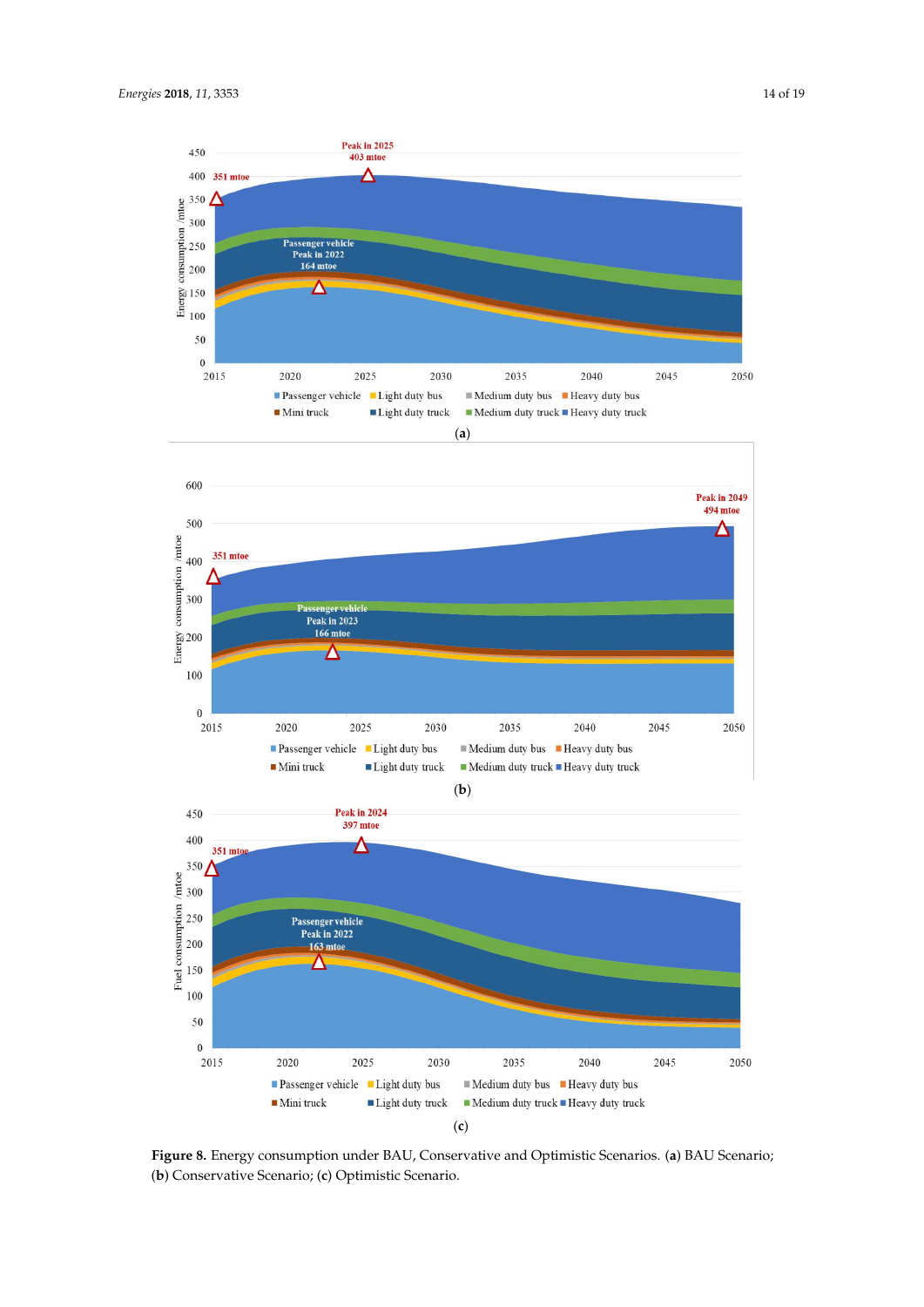**Figure 8.** Energy consumption under BAU, Conservative and Optimistic Scenarios. (**a**) BAU Scenario; (**b**) Conservative Scenario; (**c**) Optimistic Scenario.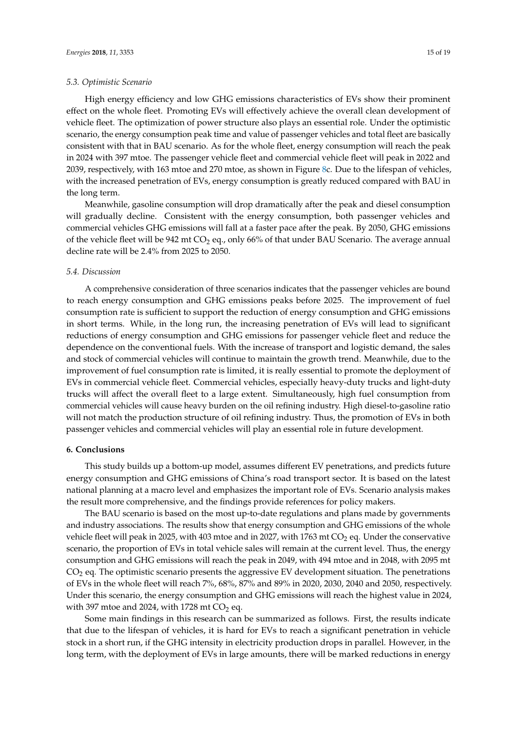### 5.3. Optimistic Scenario

High energy efficiency and low GHG emissions characteristics of EVs show their prominent effect on the whole fleet. Promoting EVs will effectively achieve the overall clean development of vehicle fleet. The optimization of power structure also plays an essential role. Under the optimistic scenario, the energy consumption peak time and value of passenger vehicles and total fleet are basically consistent with that in BAU scenario. As for the whole fleet, energy consumption will reach the peak in 2024 with 397 mtoe. The passenger vehicle fleet and commercial vehicle fleet will peak in 2022 and 2039, respectively, with 163 mtoe and 270 mtoe, as shown in Figure 8c. Due to the lifespan of vehicles, with the increased penetration of EVs, energy consumption is greatly reduced compared with BAU in the long term.

Meanwhile, gasoline consumption will drop dramatically after the peak and diesel consumption will gradually decline. Consistent with the energy consumption, both passenger vehicles and commercial vehicles GHG emissions will fall at a faster pace after the peak. By 2050, GHG emissions of the vehicle fleet will be 942 mt $CO_2$ eq., only 66% of that under BAU Scenario. The average annual decline rate will be 2.4% from 2025 to 2050.

### 5.4. Discussion

A comprehensive consideration of three scenarios indicates that the passenger vehicles are bound to reach energy consumption and GHG emissions peaks before 2025. The improvement of fuel consumption rate is sufficient to support the reduction of energy consumption and GHG emissions in short terms. While, in the long run, the increasing penetration of EVs will lead to significant reductions of energy consumption and GHG emissions for passenger vehicle fleet and reduce the dependence on the conventional fuels. With the increase of transport and logistic demand, the sales and stock of commercial vehicles will continue to maintain the growth trend. Meanwhile, due to the improvement of fuel consumption rate is limited, it is really essential to promote the deployment of EVs in commercial vehicle fleet. Commercial vehicles, especially heavy-duty trucks and light-duty trucks will affect the overall fleet to a large extent. Simultaneously, high fuel consumption from commercial vehicles will cause heavy burden on the oil refining industry. High diesel-to-gasoline ratio will not match the production structure of oil refining industry. Thus, the promotion of EVs in both passenger vehicles and commercial vehicles will play an essential role in future development.

## 6. Conclusions

This study builds up a bottom-up model, assumes different EV penetrations, and predicts future energy consumption and GHG emissions of China's road transport sector. It is based on the latest national planning at a macro level and emphasizes the important role of EVs. Scenario analysis makes the result more comprehensive, and the findings provide references for policy makers.

The BAU scenario is based on the most up-to-date regulations and plans made by governments and industry associations. The results show that energy consumption and GHG emissions of the whole vehicle fleet will peak in 2025, with 403 mtoe and in 2027, with 1763 mt $CO_2$ eq. Under the conservative scenario, the proportion of EVs in total vehicle sales will remain at the current level. Thus, the energy consumption and GHG emissions will reach the peak in 2049, with 494 mtoe and in 2048, with 2095 mt $CO_2$ eq. The optimistic scenario presents the aggressive EV development situation. The penetrations of EVs in the whole fleet will reach 7%, 68%, 87% and 89% in 2020, 2030, 2040 and 2050, respectively. Under this scenario, the energy consumption and GHG emissions will reach the highest value in 2024, with 397 mtoe and 2024, with 1728 mt $CO_2$ eq.

Some main findings in this research can be summarized as follows. First, the results indicate that due to the lifespan of vehicles, it is hard for EVs to reach a significant penetration in vehicle stock in a short run, if the GHG intensity in electricity production drops in parallel. However, in the long term, with the deployment of EVs in large amounts, there will be marked reductions in energy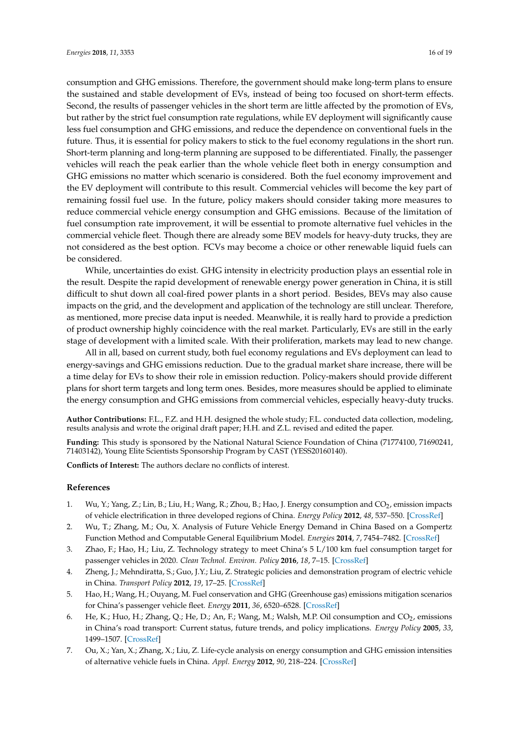consumption and GHG emissions. Therefore, the government should make long-term plans to ensure the sustained and stable development of EVs, instead of being too focused on short-term effects. Second, the results of passenger vehicles in the short term are little affected by the promotion of EVs, but rather by the strict fuel consumption rate regulations, while EV deployment will significantly cause less fuel consumption and GHG emissions, and reduce the dependence on conventional fuels in the future. Thus, it is essential for policy makers to stick to the fuel economy regulations in the short run. Short-term planning and long-term planning are supposed to be differentiated. Finally, the passenger vehicles will reach the peak earlier than the whole vehicle fleet both in energy consumption and GHG emissions no matter which scenario is considered. Both the fuel economy improvement and the EV deployment will contribute to this result. Commercial vehicles will become the key part of remaining fossil fuel use. In the future, policy makers should consider taking more measures to reduce commercial vehicle energy consumption and GHG emissions. Because of the limitation of fuel consumption rate improvement, it will be essential to promote alternative fuel vehicles in the commercial vehicle fleet. Though there are already some BEV models for heavy-duty trucks, they are not considered as the best option. FCVs may become a choice or other renewable liquid fuels can be considered.

While, uncertainties do exist. GHG intensity in electricity production plays an essential role in the result. Despite the rapid development of renewable energy power generation in China, it is still difficult to shut down all coal-fired power plants in a short period. Besides, BEVs may also cause impacts on the grid, and the development and application of the technology are still unclear. Therefore, as mentioned, more precise data input is needed. Meanwhile, it is really hard to provide a prediction of product ownership highly coincidence with the real market. Particularly, EVs are still in the early stage of development with a limited scale. With their proliferation, markets may lead to new change.

All in all, based on current study, both fuel economy regulations and EVs deployment can lead to energy-savings and GHG emissions reduction. Due to the gradual market share increase, there will be a time delay for EVs to show their role in emission reduction. Policy-makers should provide different plans for short term targets and long term ones. Besides, more measures should be applied to eliminate the energy consumption and GHG emissions from commercial vehicles, especially heavy-duty trucks.

**Author Contributions:** F.L., F.Z. and H.H. designed the whole study; F.L. conducted data collection, modeling, results analysis and wrote the original draft paper; H.H. and Z.L. revised and edited the paper.

**Funding:** This study is sponsored by the National Natural Science Foundation of China (71774100, 71690241, 71403142), Young Elite Scientists Sponsorship Program by CAST (YESS20160140).

**Conflicts of Interest:** The authors declare no conflicts of interest.

## References

1. Wu, Y.; Yang, Z.; Lin, B.; Liu, H.; Wang, R.; Zhou, B.; Hao, J. Energy consumption and $CO_2$, emission impacts of vehicle electrification in three developed regions of China. *Energy Policy* **2012**, *48*, 537–550. [CrossRef]
2. Wu, T.; Zhang, M.; Ou, X. Analysis of Future Vehicle Energy Demand in China Based on a Gompertz Function Method and Computable General Equilibrium Model. *Energies* **2014**, *7*, 7454–7482. [CrossRef]
3. Zhao, F.; Hao, H.; Liu, Z. Technology strategy to meet China's 5 L/100 km fuel consumption target for passenger vehicles in 2020. *Clean Technol. Environ. Policy* **2016**, *18*, 7–15. [CrossRef]
4. Zheng, J.; Mehndiratta, S.; Guo, J.Y.; Liu, Z. Strategic policies and demonstration program of electric vehicle in China. *Transport Policy* **2012**, *19*, 17–25. [CrossRef]
5. Hao, H.; Wang, H.; Ouyang, M. Fuel conservation and GHG (Greenhouse gas) emissions mitigation scenarios for China's passenger vehicle fleet. *Energy* **2011**, *36*, 6520–6528. [CrossRef]
6. He, K.; Huo, H.; Zhang, Q.; He, D.; An, F.; Wang, M.; Walsh, M.P. Oil consumption and $CO_2$, emissions in China's road transport: Current status, future trends, and policy implications. *Energy Policy* **2005**, *33*, 1499–1507. [CrossRef]
7. Ou, X.; Yan, X.; Zhang, X.; Liu, Z. Life-cycle analysis on energy consumption and GHG emission intensities of alternative vehicle fuels in China. *Appl. Energy* **2012**, *90*, 218–224. [CrossRef]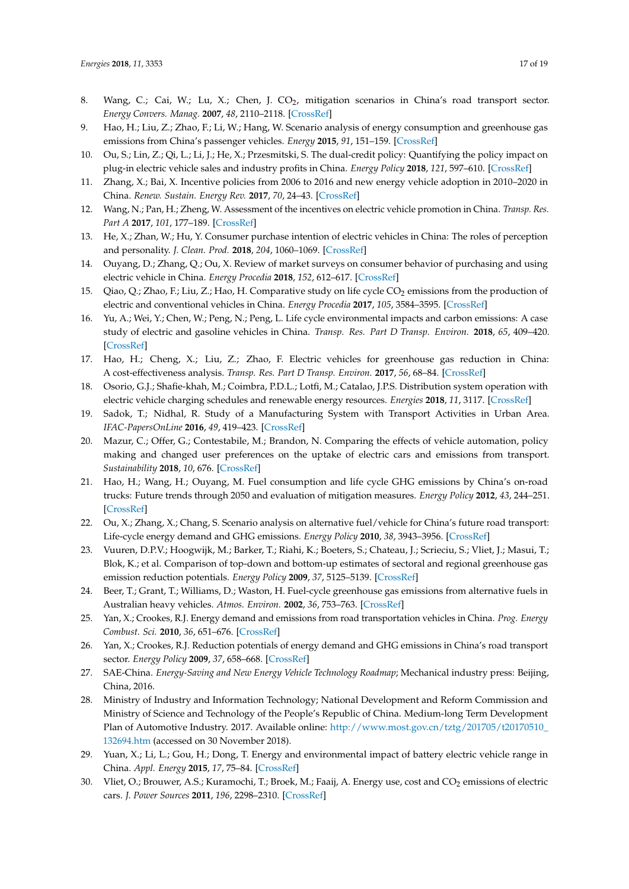8. Wang, C.; Cai, W.; Lu, X.; Chen, J. $CO_2$, mitigation scenarios in China's road transport sector. *Energy Convers. Manag.* **2007**, *48*, 2110–2118. [CrossRef]
9. Hao, H.; Liu, Z.; Zhao, F.; Li, W.; Hang, W. Scenario analysis of energy consumption and greenhouse gas emissions from China's passenger vehicles. *Energy* **2015**, *91*, 151–159. [CrossRef]
10. Ou, S.; Lin, Z.; Qi, L.; Li, J.; He, X.; Przesmitski, S. The dual-credit policy: Quantifying the policy impact on plug-in electric vehicle sales and industry profits in China. *Energy Policy* **2018**, *121*, 597–610. [CrossRef]
11. Zhang, X.; Bai, X. Incentive policies from 2006 to 2016 and new energy vehicle adoption in 2010–2020 in China. *Renew. Sustain. Energy Rev.* **2017**, *70*, 24–43. [CrossRef]
12. Wang, N.; Pan, H.; Zheng, W. Assessment of the incentives on electric vehicle promotion in China. *Transp. Res. Part A* **2017**, *101*, 177–189. [CrossRef]
13. He, X.; Zhan, W.; Hu, Y. Consumer purchase intention of electric vehicles in China: The roles of perception and personality. *J. Clean. Prod.* **2018**, *204*, 1060–1069. [CrossRef]
14. Ouyang, D.; Zhang, Q.; Ou, X. Review of market surveys on consumer behavior of purchasing and using electric vehicle in China. *Energy Procedia* **2018**, *152*, 612–617. [CrossRef]
15. Qiao, Q.; Zhao, F.; Liu, Z.; Hao, H. Comparative study on life cycle $CO_2$ emissions from the production of electric and conventional vehicles in China. *Energy Procedia* **2017**, *105*, 3584–3595. [CrossRef]
16. Yu, A.; Wei, Y.; Chen, W.; Peng, N.; Peng, L. Life cycle environmental impacts and carbon emissions: A case study of electric and gasoline vehicles in China. *Transp. Res. Part D Transp. Environ.* **2018**, *65*, 409–420. [CrossRef]
17. Hao, H.; Cheng, X.; Liu, Z.; Zhao, F. Electric vehicles for greenhouse gas reduction in China: A cost-effectiveness analysis. *Transp. Res. Part D Transp. Environ.* **2017**, *56*, 68–84. [CrossRef]
18. Osorio, G.J.; Shafie-khah, M.; Coimbra, P.D.L.; Lotfi, M.; Catalao, J.P.S. Distribution system operation with electric vehicle charging schedules and renewable energy resources. *Energies* **2018**, *11*, 3117. [CrossRef]
19. Sadok, T.; Nidhal, R. Study of a Manufacturing System with Transport Activities in Urban Area. *IFAC-PapersOnLine* **2016**, *49*, 419–423. [CrossRef]
20. Mazur, C.; Offer, G.; Contestabile, M.; Brandon, N. Comparing the effects of vehicle automation, policy making and changed user preferences on the uptake of electric cars and emissions from transport. *Sustainability* **2018**, *10*, 676. [CrossRef]
21. Hao, H.; Wang, H.; Ouyang, M. Fuel consumption and life cycle GHG emissions by China's on-road trucks: Future trends through 2050 and evaluation of mitigation measures. *Energy Policy* **2012**, *43*, 244–251. [CrossRef]
22. Ou, X.; Zhang, X.; Chang, S. Scenario analysis on alternative fuel/vehicle for China's future road transport: Life-cycle energy demand and GHG emissions. *Energy Policy* **2010**, *38*, 3943–3956. [CrossRef]
23. Vuuren, D.P.V.; Hoogwijk, M.; Barker, T.; Riahi, K.; Boeters, S.; Chateau, J.; Scrieciu, S.; Vliet, J.; Masui, T.; Blok, K.; et al. Comparison of top-down and bottom-up estimates of sectoral and regional greenhouse gas emission reduction potentials. *Energy Policy* **2009**, *37*, 5125–5139. [CrossRef]
24. Beer, T.; Grant, T.; Williams, D.; Waston, H. Fuel-cycle greenhouse gas emissions from alternative fuels in Australian heavy vehicles. *Atmos. Environ.* **2002**, *36*, 753–763. [CrossRef]
25. Yan, X.; Crookes, R.J. Energy demand and emissions from road transportation vehicles in China. *Prog. Energy Combust. Sci.* **2010**, *36*, 651–676. [CrossRef]
26. Yan, X.; Crookes, R.J. Reduction potentials of energy demand and GHG emissions in China's road transport sector. *Energy Policy* **2009**, *37*, 658–668. [CrossRef]
27. SAE-China. *Energy-Saving and New Energy Vehicle Technology Roadmap*; Mechanical industry press: Beijing, China, 2016.
28. Ministry of Industry and Information Technology; National Development and Reform Commission and Ministry of Science and Technology of the People's Republic of China. Medium-long Term Development Plan of Automotive Industry. 2017. Available online: http://www.most.gov.cn/tztg/201705/t20170510_132694.htm (accessed on 30 November 2018).
29. Yuan, X.; Li, L.; Gou, H.; Dong, T. Energy and environmental impact of battery electric vehicle range in China. *Appl. Energy* **2015**, *17*, 75–84. [CrossRef]
30. Vliet, O.; Brouwer, A.S.; Kuramochi, T.; Broek, M.; Faaij, A. Energy use, cost and $CO_2$ emissions of electric cars. *J. Power Sources* **2011**, *196*, 2298–2310. [CrossRef]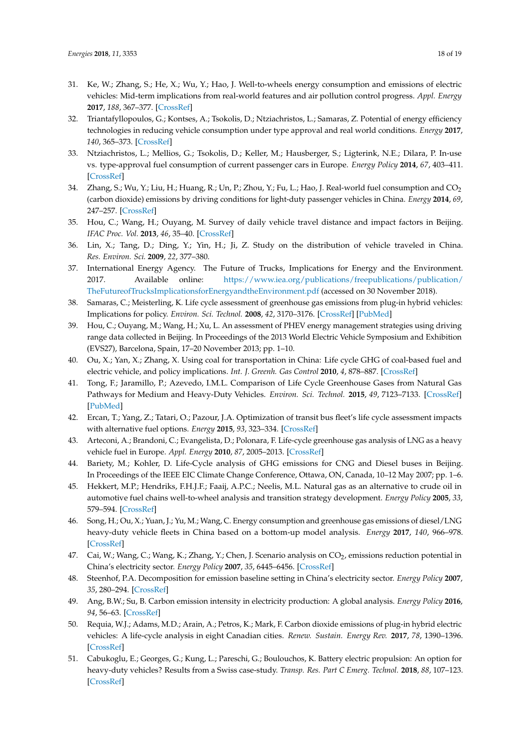31. Ke, W.; Zhang, S.; He, X.; Wu, Y.; Hao, J. Well-to-wheels energy consumption and emissions of electric vehicles: Mid-term implications from real-world features and air pollution control progress. *Appl. Energy* **2017**, *188*, 367–377. [CrossRef]
32. Triantafyllopoulos, G.; Kontses, A.; Tsokolis, D.; Ntziachristos, L.; Samaras, Z. Potential of energy efficiency technologies in reducing vehicle consumption under type approval and real world conditions. *Energy* **2017**, *140*, 365–373. [CrossRef]
33. Ntziachristos, L.; Mellios, G.; Tsokolis, D.; Keller, M.; Hausberger, S.; Ligterink, N.E.; Dilara, P. In-use vs. type-approval fuel consumption of current passenger cars in Europe. *Energy Policy* **2014**, *67*, 403–411. [CrossRef]
34. Zhang, S.; Wu, Y.; Liu, H.; Huang, R.; Un, P.; Zhou, Y.; Fu, L.; Hao, J. Real-world fuel consumption and $CO_2$ (carbon dioxide) emissions by driving conditions for light-duty passenger vehicles in China. *Energy* **2014**, *69*, 247–257. [CrossRef]
35. Hou, C.; Wang, H.; Ouyang, M. Survey of daily vehicle travel distance and impact factors in Beijing. *IFAC Proc. Vol.* **2013**, *46*, 35–40. [CrossRef]
36. Lin, X.; Tang, D.; Ding, Y.; Yin, H.; Ji, Z. Study on the distribution of vehicle traveled in China. *Res. Environ. Sci.* **2009**, *22*, 377–380.
37. International Energy Agency. The Future of Trucks, Implications for Energy and the Environment. 2017. Available online: https://www.iea.org/publications/freepublications/publication/TheFutureofTrucksImplicationsforEnergyandtheEnvironment.pdf (accessed on 30 November 2018).
38. Samaras, C.; Meisterling, K. Life cycle assessment of greenhouse gas emissions from plug-in hybrid vehicles: Implications for policy. *Environ. Sci. Technol.* **2008**, *42*, 3170–3176. [CrossRef] [PubMed]
39. Hou, C.; Ouyang, M.; Wang, H.; Xu, L. An assessment of PHEV energy management strategies using driving range data collected in Beijing. In Proceedings of the 2013 World Electric Vehicle Symposium and Exhibition (EVS27), Barcelona, Spain, 17–20 November 2013; pp. 1–10.
40. Ou, X.; Yan, X.; Zhang, X. Using coal for transportation in China: Life cycle GHG of coal-based fuel and electric vehicle, and policy implications. *Int. J. Greenh. Gas Control* **2010**, *4*, 878–887. [CrossRef]
41. Tong, F.; Jaramillo, P.; Azevedo, I.M.L. Comparison of Life Cycle Greenhouse Gases from Natural Gas Pathways for Medium and Heavy-Duty Vehicles. *Environ. Sci. Technol.* **2015**, *49*, 7123–7133. [CrossRef] [PubMed]
42. Ercan, T.; Yang, Z.; Tatari, O.; Pazour, J.A. Optimization of transit bus fleet's life cycle assessment impacts with alternative fuel options. *Energy* **2015**, *93*, 323–334. [CrossRef]
43. Arteconi, A.; Brandoni, C.; Evangelista, D.; Polonara, F. Life-cycle greenhouse gas analysis of LNG as a heavy vehicle fuel in Europe. *Appl. Energy* **2010**, *87*, 2005–2013. [CrossRef]
44. Bariety, M.; Kohler, D. Life-Cycle analysis of GHG emissions for CNG and Diesel buses in Beijing. In Proceedings of the IEEE EIC Climate Change Conference, Ottawa, ON, Canada, 10–12 May 2007; pp. 1–6.
45. Hekkert, M.P.; Hendriks, F.H.J.F.; Faaij, A.P.C.; Neelis, M.L. Natural gas as an alternative to crude oil in automotive fuel chains well-to-wheel analysis and transition strategy development. *Energy Policy* **2005**, *33*, 579–594. [CrossRef]
46. Song, H.; Ou, X.; Yuan, J.; Yu, M.; Wang, C. Energy consumption and greenhouse gas emissions of diesel/LNG heavy-duty vehicle fleets in China based on a bottom-up model analysis. *Energy* **2017**, *140*, 966–978. [CrossRef]
47. Cai, W.; Wang, C.; Wang, K.; Zhang, Y.; Chen, J. Scenario analysis on $CO_2$ emissions reduction potential in China's electricity sector. *Energy Policy* **2007**, *35*, 6445–6456. [CrossRef]
48. Steenhof, P.A. Decomposition for emission baseline setting in China's electricity sector. *Energy Policy* **2007**, *35*, 280–294. [CrossRef]
49. Ang, B.W.; Su, B. Carbon emission intensity in electricity production: A global analysis. *Energy Policy* **2016**, *94*, 56–63. [CrossRef]
50. Requia, W.J.; Adams, M.D.; Arain, A.; Petros, K.; Mark, F. Carbon dioxide emissions of plug-in hybrid electric vehicles: A life-cycle analysis in eight Canadian cities. *Renew. Sustain. Energy Rev.* **2017**, *78*, 1390–1396. [CrossRef]
51. Cabukoglu, E.; Georges, G.; Kung, L.; Pareschi, G.; Boulouchos, K. Battery electric propulsion: An option for heavy-duty vehicles? Results from a Swiss case-study. *Transp. Res. Part C Emerg. Technol.* **2018**, *88*, 107–123. [CrossRef]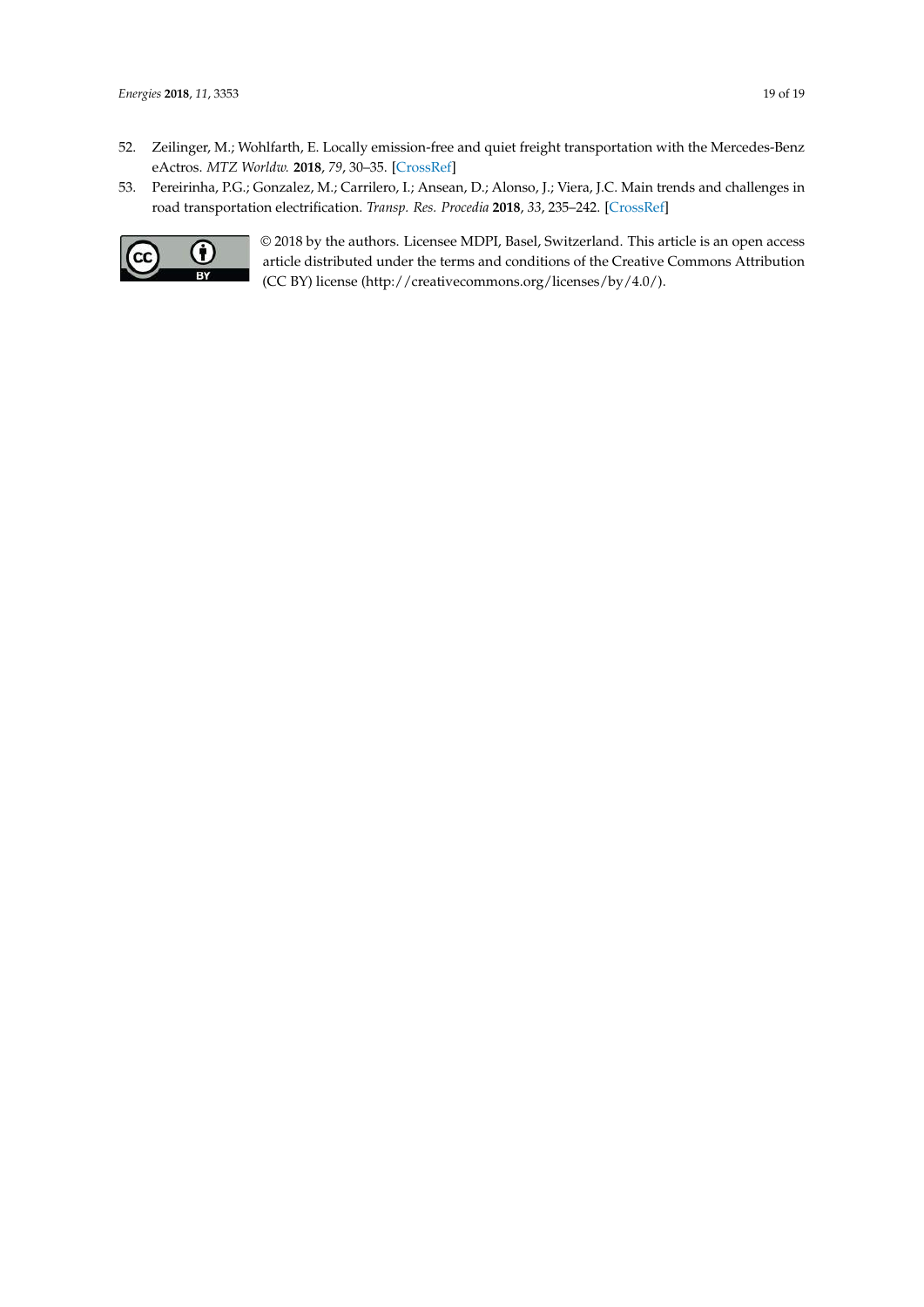52. Zeilinger, M.; Wohlfarth, E. Locally emission-free and quiet freight transportation with the Mercedes-Benz eActros. *MTZ Worldw.* **2018**, *79*, 30–35. [CrossRef]
53. Pereirinha, P.G.; Gonzalez, M.; Carrilero, I.; Ansean, D.; Alonso, J.; Viera, J.C. Main trends and challenges in road transportation electrification. *Transp. Res. Procedia* **2018**, *33*, 235–242. [CrossRef]

© 2018 by the authors. Licensee MDPI, Basel, Switzerland. This article is an open access article distributed under the terms and conditions of the Creative Commons Attribution (CC BY) license (http://creativecommons.org/licenses/by/4.0/).